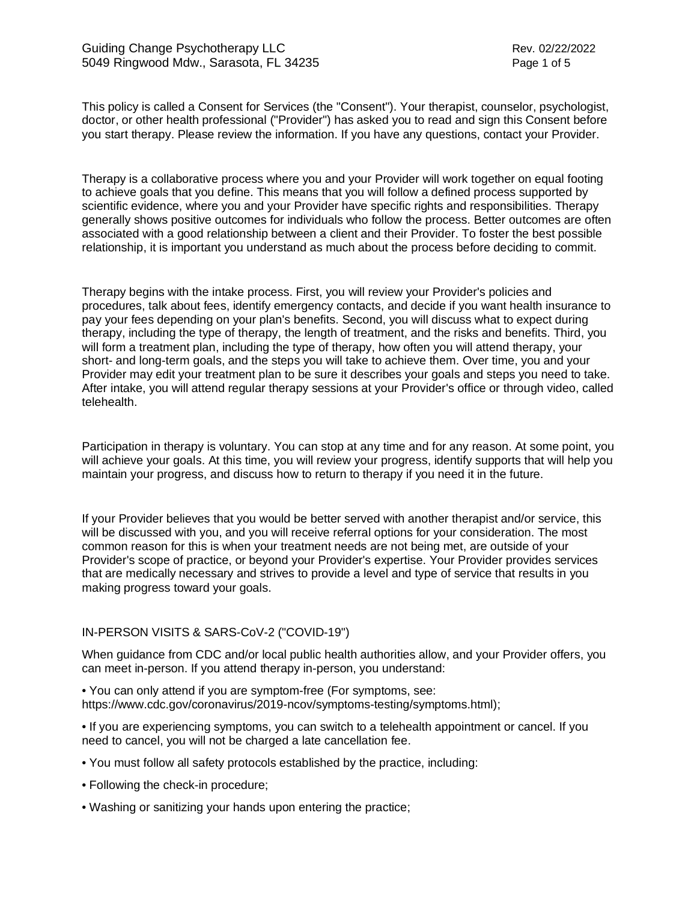This policy is called a Consent for Services (the "Consent"). Your therapist, counselor, psychologist, doctor, or other health professional ("Provider") has asked you to read and sign this Consent before you start therapy. Please review the information. If you have any questions, contact your Provider.

Therapy is a collaborative process where you and your Provider will work together on equal footing to achieve goals that you define. This means that you will follow a defined process supported by scientific evidence, where you and your Provider have specific rights and responsibilities. Therapy generally shows positive outcomes for individuals who follow the process. Better outcomes are often associated with a good relationship between a client and their Provider. To foster the best possible relationship, it is important you understand as much about the process before deciding to commit.

Therapy begins with the intake process. First, you will review your Provider's policies and procedures, talk about fees, identify emergency contacts, and decide if you want health insurance to pay your fees depending on your plan's benefits. Second, you will discuss what to expect during therapy, including the type of therapy, the length of treatment, and the risks and benefits. Third, you will form a treatment plan, including the type of therapy, how often you will attend therapy, your short- and long-term goals, and the steps you will take to achieve them. Over time, you and your Provider may edit your treatment plan to be sure it describes your goals and steps you need to take. After intake, you will attend regular therapy sessions at your Provider's office or through video, called telehealth.

Participation in therapy is voluntary. You can stop at any time and for any reason. At some point, you will achieve your goals. At this time, you will review your progress, identify supports that will help you maintain your progress, and discuss how to return to therapy if you need it in the future.

If your Provider believes that you would be better served with another therapist and/or service, this will be discussed with you, and you will receive referral options for your consideration. The most common reason for this is when your treatment needs are not being met, are outside of your Provider's scope of practice, or beyond your Provider's expertise. Your Provider provides services that are medically necessary and strives to provide a level and type of service that results in you making progress toward your goals.

## IN-PERSON VISITS & SARS-CoV-2 ("COVID-19")

When guidance from CDC and/or local public health authorities allow, and your Provider offers, you can meet in-person. If you attend therapy in-person, you understand:

- You can only attend if you are symptom-free (For symptoms, see: https://www.cdc.gov/coronavirus/2019-ncov/symptoms-testing/symptoms.html);
- If you are experiencing symptoms, you can switch to a telehealth appointment or cancel. If you need to cancel, you will not be charged a late cancellation fee.
- You must follow all safety protocols established by the practice, including:
- Following the check-in procedure;
- Washing or sanitizing your hands upon entering the practice;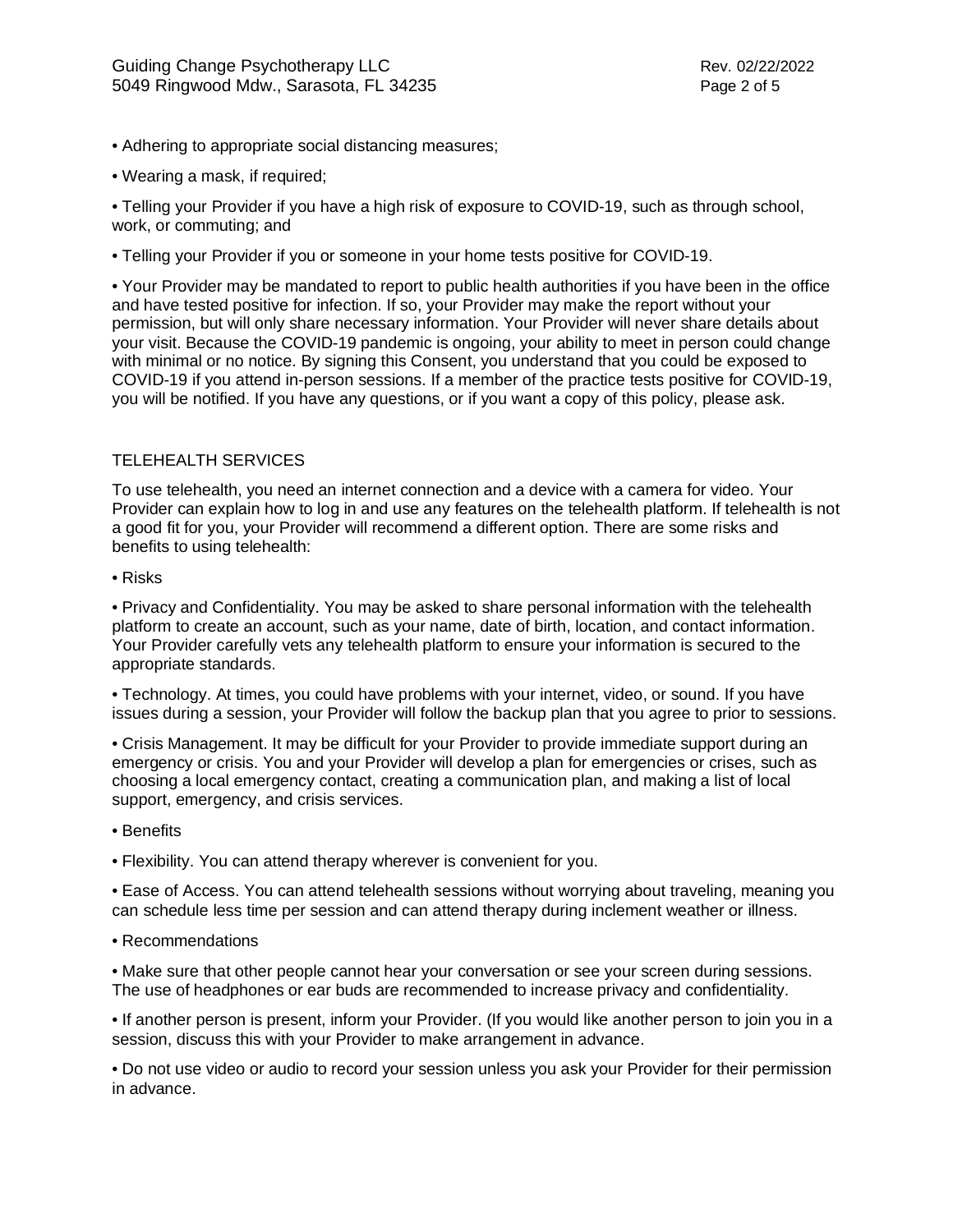- Adhering to appropriate social distancing measures;

- Wearing a mask, if required;

- Telling your Provider if you have a high risk of exposure to COVID-19, such as through school, work, or commuting; and

- Telling your Provider if you or someone in your home tests positive for COVID-19.

- Your Provider may be mandated to report to public health authorities if you have been in the office and have tested positive for infection. If so, your Provider may make the report without your permission, but will only share necessary information. Your Provider will never share details about your visit. Because the COVID-19 pandemic is ongoing, your ability to meet in person could change with minimal or no notice. By signing this Consent, you understand that you could be exposed to COVID-19 if you attend in-person sessions. If a member of the practice tests positive for COVID-19, you will be notified. If you have any questions, or if you want a copy of this policy, please ask.

## TELEHEALTH SERVICES

To use telehealth, you need an internet connection and a device with a camera for video. Your Provider can explain how to log in and use any features on the telehealth platform. If telehealth is not a good fit for you, your Provider will recommend a different option. There are some risks and benefits to using telehealth:

- Risks

- Privacy and Confidentiality. You may be asked to share personal information with the telehealth platform to create an account, such as your name, date of birth, location, and contact information. Your Provider carefully vets any telehealth platform to ensure your information is secured to the appropriate standards.

- Technology. At times, you could have problems with your internet, video, or sound. If you have issues during a session, your Provider will follow the backup plan that you agree to prior to sessions.

- Crisis Management. It may be difficult for your Provider to provide immediate support during an emergency or crisis. You and your Provider will develop a plan for emergencies or crises, such as choosing a local emergency contact, creating a communication plan, and making a list of local support, emergency, and crisis services.

- Benefits

- Flexibility. You can attend therapy wherever is convenient for you.

- Ease of Access. You can attend telehealth sessions without worrying about traveling, meaning you can schedule less time per session and can attend therapy during inclement weather or illness.

- Recommendations

- Make sure that other people cannot hear your conversation or see your screen during sessions. The use of headphones or ear buds are recommended to increase privacy and confidentiality.

- If another person is present, inform your Provider. (If you would like another person to join you in a session, discuss this with your Provider to make arrangement in advance.

- Do not use video or audio to record your session unless you ask your Provider for their permission in advance.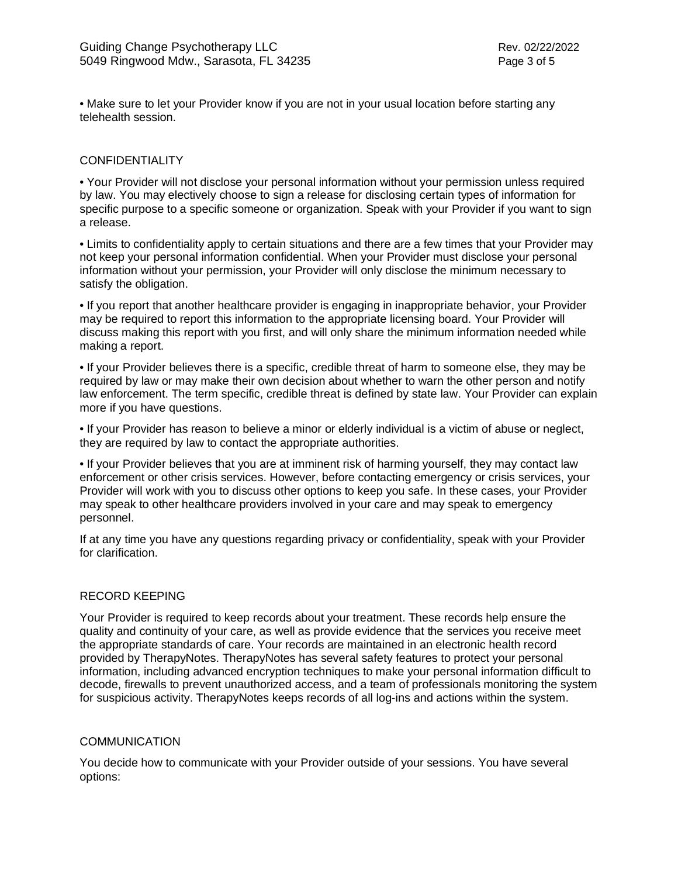• Make sure to let your Provider know if you are not in your usual location before starting any telehealth session.

## CONFIDENTIALITY

• Your Provider will not disclose your personal information without your permission unless required by law. You may electively choose to sign a release for disclosing certain types of information for specific purpose to a specific someone or organization. Speak with your Provider if you want to sign a release.

• Limits to confidentiality apply to certain situations and there are a few times that your Provider may not keep your personal information confidential. When your Provider must disclose your personal information without your permission, your Provider will only disclose the minimum necessary to satisfy the obligation.

• If you report that another healthcare provider is engaging in inappropriate behavior, your Provider may be required to report this information to the appropriate licensing board. Your Provider will discuss making this report with you first, and will only share the minimum information needed while making a report.

• If your Provider believes there is a specific, credible threat of harm to someone else, they may be required by law or may make their own decision about whether to warn the other person and notify law enforcement. The term specific, credible threat is defined by state law. Your Provider can explain more if you have questions.

• If your Provider has reason to believe a minor or elderly individual is a victim of abuse or neglect, they are required by law to contact the appropriate authorities.

• If your Provider believes that you are at imminent risk of harming yourself, they may contact law enforcement or other crisis services. However, before contacting emergency or crisis services, your Provider will work with you to discuss other options to keep you safe. In these cases, your Provider may speak to other healthcare providers involved in your care and may speak to emergency personnel.

If at any time you have any questions regarding privacy or confidentiality, speak with your Provider for clarification.

## RECORD KEEPING

Your Provider is required to keep records about your treatment. These records help ensure the quality and continuity of your care, as well as provide evidence that the services you receive meet the appropriate standards of care. Your records are maintained in an electronic health record provided by TherapyNotes. TherapyNotes has several safety features to protect your personal information, including advanced encryption techniques to make your personal information difficult to decode, firewalls to prevent unauthorized access, and a team of professionals monitoring the system for suspicious activity. TherapyNotes keeps records of all log-ins and actions within the system.

## COMMUNICATION

You decide how to communicate with your Provider outside of your sessions. You have several options: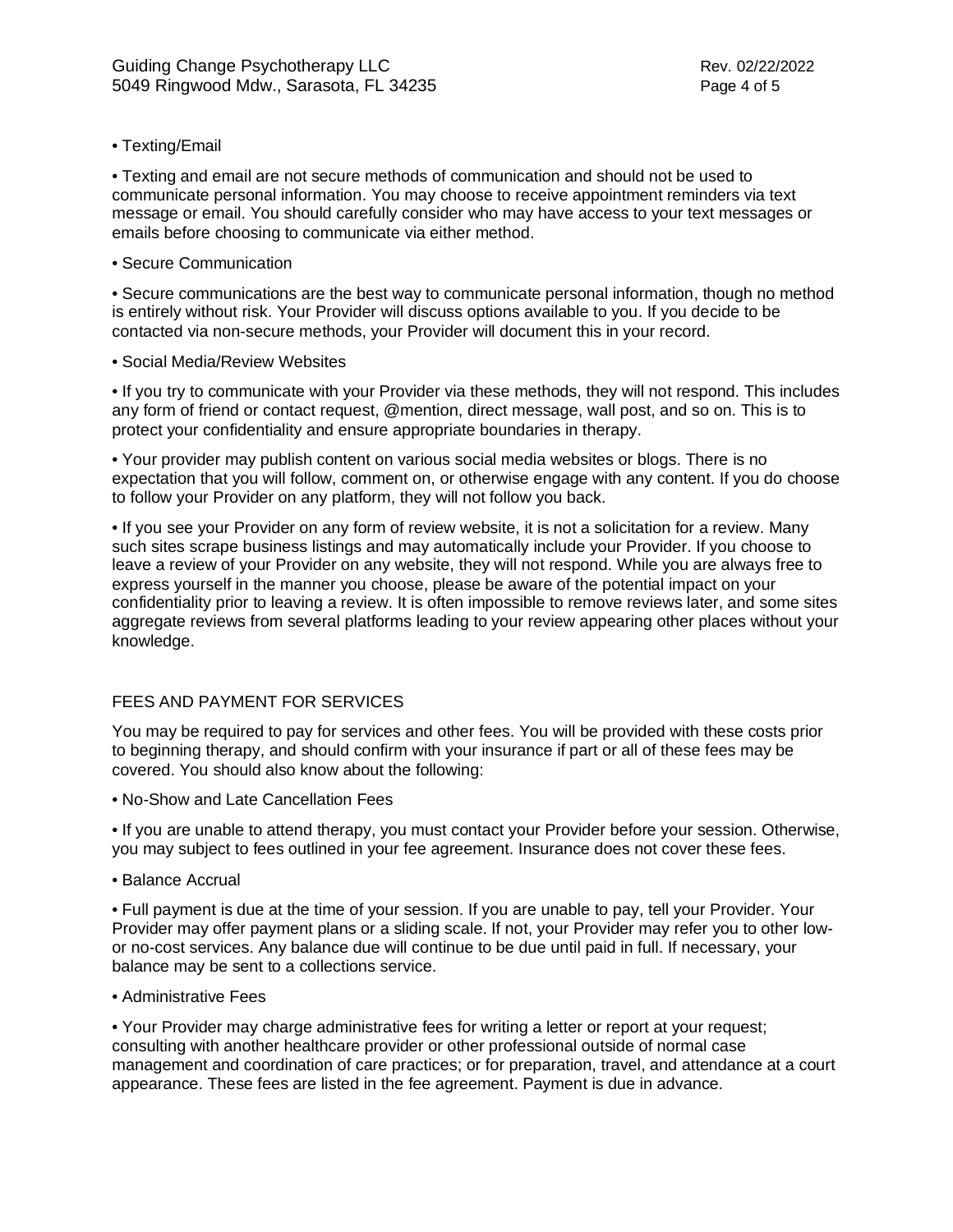• Texting/Email

• Texting and email are not secure methods of communication and should not be used to communicate personal information. You may choose to receive appointment reminders via text message or email. You should carefully consider who may have access to your text messages or emails before choosing to communicate via either method.

• Secure Communication

• Secure communications are the best way to communicate personal information, though no method is entirely without risk. Your Provider will discuss options available to you. If you decide to be contacted via non-secure methods, your Provider will document this in your record.

• Social Media/Review Websites

• If you try to communicate with your Provider via these methods, they will not respond. This includes any form of friend or contact request, @mention, direct message, wall post, and so on. This is to protect your confidentiality and ensure appropriate boundaries in therapy.

• Your provider may publish content on various social media websites or blogs. There is no expectation that you will follow, comment on, or otherwise engage with any content. If you do choose to follow your Provider on any platform, they will not follow you back.

• If you see your Provider on any form of review website, it is not a solicitation for a review. Many such sites scrape business listings and may automatically include your Provider. If you choose to leave a review of your Provider on any website, they will not respond. While you are always free to express yourself in the manner you choose, please be aware of the potential impact on your confidentiality prior to leaving a review. It is often impossible to remove reviews later, and some sites aggregate reviews from several platforms leading to your review appearing other places without your knowledge.

## FEES AND PAYMENT FOR SERVICES

You may be required to pay for services and other fees. You will be provided with these costs prior to beginning therapy, and should confirm with your insurance if part or all of these fees may be covered. You should also know about the following:

• No-Show and Late Cancellation Fees

• If you are unable to attend therapy, you must contact your Provider before your session. Otherwise, you may subject to fees outlined in your fee agreement. Insurance does not cover these fees.

• Balance Accrual

• Full payment is due at the time of your session. If you are unable to pay, tell your Provider. Your Provider may offer payment plans or a sliding scale. If not, your Provider may refer you to other low- or no-cost services. Any balance due will continue to be due until paid in full. If necessary, your balance may be sent to a collections service.

• Administrative Fees

• Your Provider may charge administrative fees for writing a letter or report at your request; consulting with another healthcare provider or other professional outside of normal case management and coordination of care practices; or for preparation, travel, and attendance at a court appearance. These fees are listed in the fee agreement. Payment is due in advance.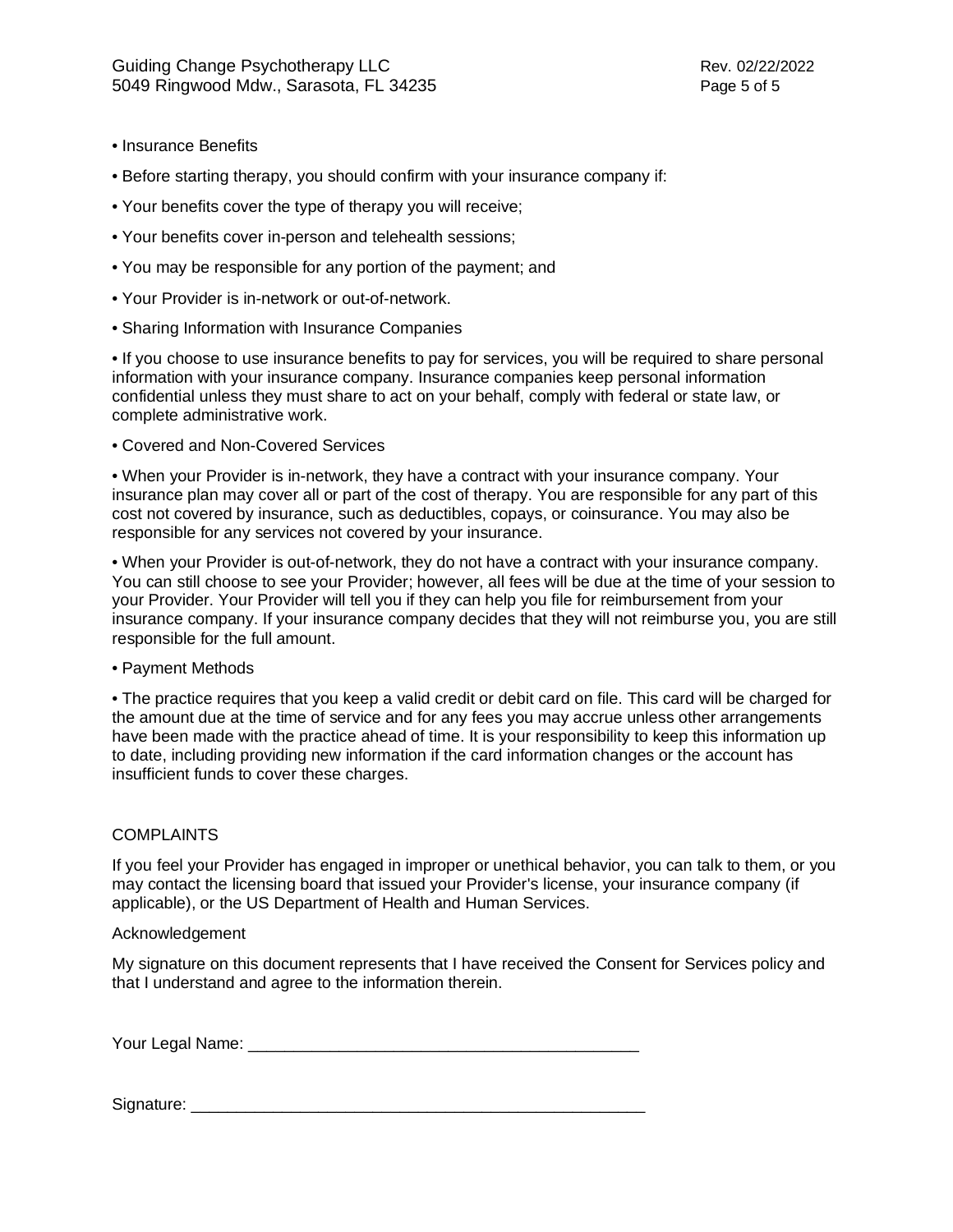- Insurance Benefits
- Before starting therapy, you should confirm with your insurance company if:
- Your benefits cover the type of therapy you will receive;
- Your benefits cover in-person and telehealth sessions;
- You may be responsible for any portion of the payment; and
- Your Provider is in-network or out-of-network.
- Sharing Information with Insurance Companies
- If you choose to use insurance benefits to pay for services, you will be required to share personal information with your insurance company. Insurance companies keep personal information confidential unless they must share to act on your behalf, comply with federal or state law, or complete administrative work.
- Covered and Non-Covered Services
- When your Provider is in-network, they have a contract with your insurance company. Your insurance plan may cover all or part of the cost of therapy. You are responsible for any part of this cost not covered by insurance, such as deductibles, copays, or coinsurance. You may also be responsible for any services not covered by your insurance.
- When your Provider is out-of-network, they do not have a contract with your insurance company. You can still choose to see your Provider; however, all fees will be due at the time of your session to your Provider. Your Provider will tell you if they can help you file for reimbursement from your insurance company. If your insurance company decides that they will not reimburse you, you are still responsible for the full amount.
- Payment Methods
- The practice requires that you keep a valid credit or debit card on file. This card will be charged for the amount due at the time of service and for any fees you may accrue unless other arrangements have been made with the practice ahead of time. It is your responsibility to keep this information up to date, including providing new information if the card information changes or the account has insufficient funds to cover these charges.

## COMPLAINTS

If you feel your Provider has engaged in improper or unethical behavior, you can talk to them, or you may contact the licensing board that issued your Provider's license, your insurance company (if applicable), or the US Department of Health and Human Services.

### Acknowledgement

My signature on this document represents that I have received the Consent for Services policy and that I understand and agree to the information therein.

Your Legal Name: ____________________________________________

Signature: ____________________________________________________